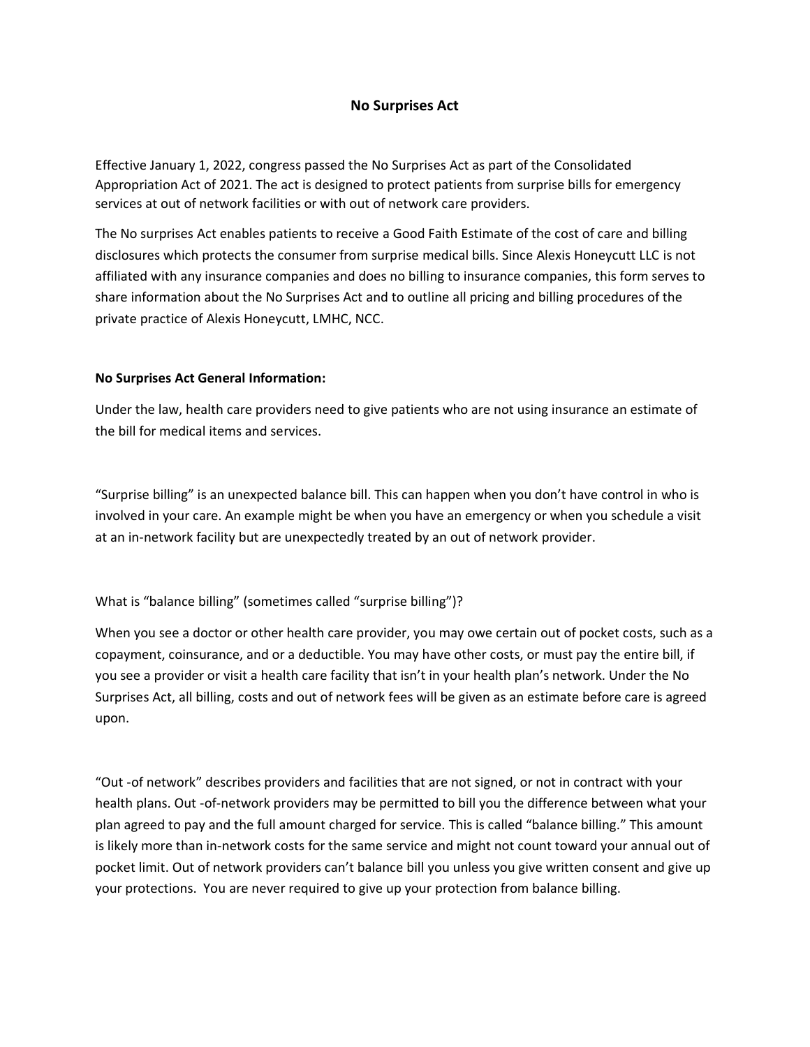# No Surprises Act

Effective January 1, 2022, congress passed the No Surprises Act as part of the Consolidated Appropriation Act of 2021. The act is designed to protect patients from surprise bills for emergency services at out of network facilities or with out of network care providers.

The No surprises Act enables patients to receive a Good Faith Estimate of the cost of care and billing disclosures which protects the consumer from surprise medical bills. Since Alexis Honeycutt LLC is not affiliated with any insurance companies and does no billing to insurance companies, this form serves to share information about the No Surprises Act and to outline all pricing and billing procedures of the private practice of Alexis Honeycutt, LMHC, NCC.

**No Surprises Act General Information:**

Under the law, health care providers need to give patients who are not using insurance an estimate of the bill for medical items and services.

"Surprise billing" is an unexpected balance bill. This can happen when you don't have control in who is involved in your care. An example might be when you have an emergency or when you schedule a visit at an in-network facility but are unexpectedly treated by an out of network provider.

What is "balance billing" (sometimes called "surprise billing")?

When you see a doctor or other health care provider, you may owe certain out of pocket costs, such as a copayment, coinsurance, and or a deductible. You may have other costs, or must pay the entire bill, if you see a provider or visit a health care facility that isn't in your health plan's network. Under the No Surprises Act, all billing, costs and out of network fees will be given as an estimate before care is agreed upon.

"Out -of network" describes providers and facilities that are not signed, or not in contract with your health plans. Out -of-network providers may be permitted to bill you the difference between what your plan agreed to pay and the full amount charged for service. This is called "balance billing." This amount is likely more than in-network costs for the same service and might not count toward your annual out of pocket limit. Out of network providers can't balance bill you unless you give written consent and give up your protections. You are never required to give up your protection from balance billing.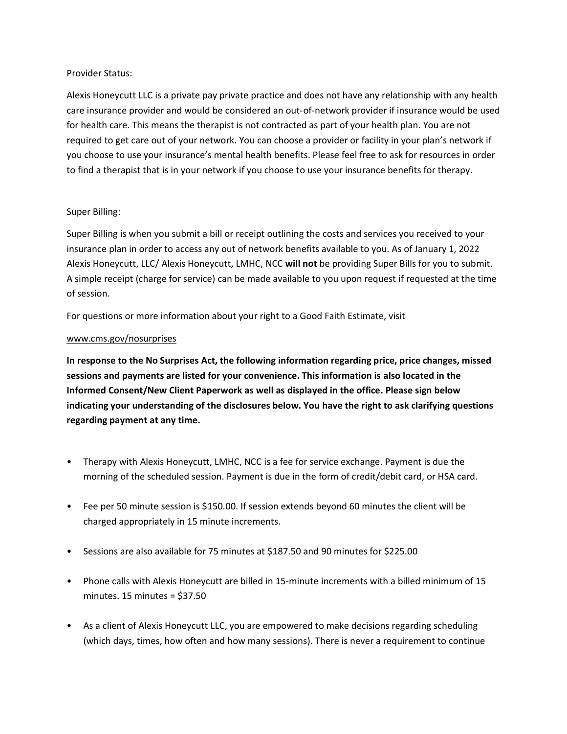Provider Status:

Alexis Honeycutt LLC is a private pay private practice and does not have any relationship with any health care insurance provider and would be considered an out-of-network provider if insurance would be used for health care. This means the therapist is not contracted as part of your health plan. You are not required to get care out of your network. You can choose a provider or facility in your plan's network if you choose to use your insurance's mental health benefits. Please feel free to ask for resources in order to find a therapist that is in your network if you choose to use your insurance benefits for therapy.

Super Billing:

Super Billing is when you submit a bill or receipt outlining the costs and services you received to your insurance plan in order to access any out of network benefits available to you. As of January 1, 2022 Alexis Honeycutt, LLC/ Alexis Honeycutt, LMHC, NCC **will not** be providing Super Bills for you to submit. A simple receipt (charge for service) can be made available to you upon request if requested at the time of session.

For questions or more information about your right to a Good Faith Estimate, visit

www.cms.gov/nosurprises

**In response to the No Surprises Act, the following information regarding price, price changes, missed sessions and payments are listed for your convenience. This information is also located in the Informed Consent/New Client Paperwork as well as displayed in the office. Please sign below indicating your understanding of the disclosures below. You have the right to ask clarifying questions regarding payment at any time.**

- Therapy with Alexis Honeycutt, LMHC, NCC is a fee for service exchange. Payment is due the morning of the scheduled session. Payment is due in the form of credit/debit card, or HSA card.
- Fee per 50 minute session is $150.00. If session extends beyond 60 minutes the client will be charged appropriately in 15 minute increments.
- Sessions are also available for 75 minutes at $187.50 and 90 minutes for $225.00
- Phone calls with Alexis Honeycutt are billed in 15-minute increments with a billed minimum of 15 minutes. 15 minutes = $37.50
- As a client of Alexis Honeycutt LLC, you are empowered to make decisions regarding scheduling (which days, times, how often and how many sessions). There is never a requirement to continue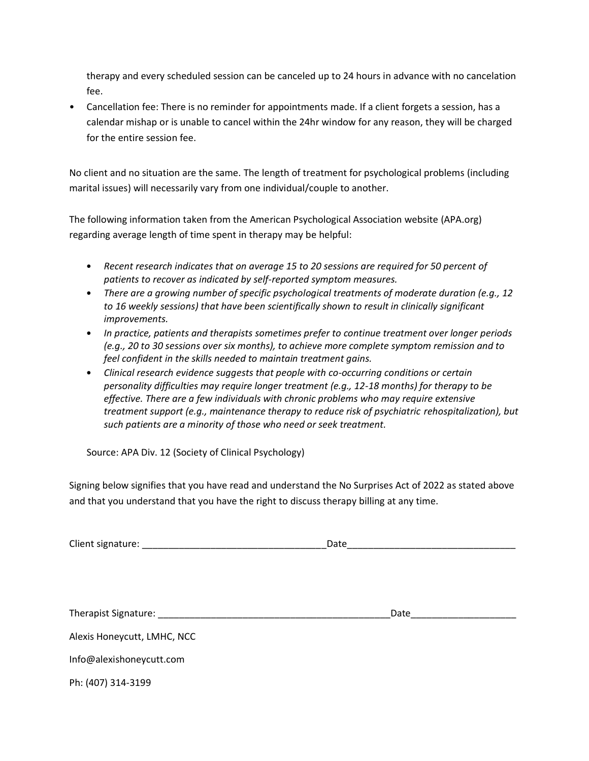therapy and every scheduled session can be canceled up to 24 hours in advance with no cancelation fee.

- Cancellation fee: There is no reminder for appointments made. If a client forgets a session, has a calendar mishap or is unable to cancel within the 24hr window for any reason, they will be charged for the entire session fee.

No client and no situation are the same. The length of treatment for psychological problems (including marital issues) will necessarily vary from one individual/couple to another.

The following information taken from the American Psychological Association website (APA.org) regarding average length of time spent in therapy may be helpful:

- *Recent research indicates that on average 15 to 20 sessions are required for 50 percent of patients to recover as indicated by self-reported symptom measures.*
- *There are a growing number of specific psychological treatments of moderate duration (e.g., 12 to 16 weekly sessions) that have been scientifically shown to result in clinically significant improvements.*
- *In practice, patients and therapists sometimes prefer to continue treatment over longer periods (e.g., 20 to 30 sessions over six months), to achieve more complete symptom remission and to feel confident in the skills needed to maintain treatment gains.*
- *Clinical research evidence suggests that people with co-occurring conditions or certain personality difficulties may require longer treatment (e.g., 12-18 months) for therapy to be effective. There are a few individuals with chronic problems who may require extensive treatment support (e.g., maintenance therapy to reduce risk of psychiatric rehospitalization), but such patients are a minority of those who need or seek treatment.*

Source: APA Div. 12 (Society of Clinical Psychology)

Signing below signifies that you have read and understand the No Surprises Act of 2022 as stated above and that you understand that you have the right to discuss therapy billing at any time.

Client signature: __________________________________Date________________________________

Therapist Signature: ____________________________________________Date___________________

Alexis Honeycutt, LMHC, NCC

Info@alexishoneycutt.com

Ph: (407) 314-3199